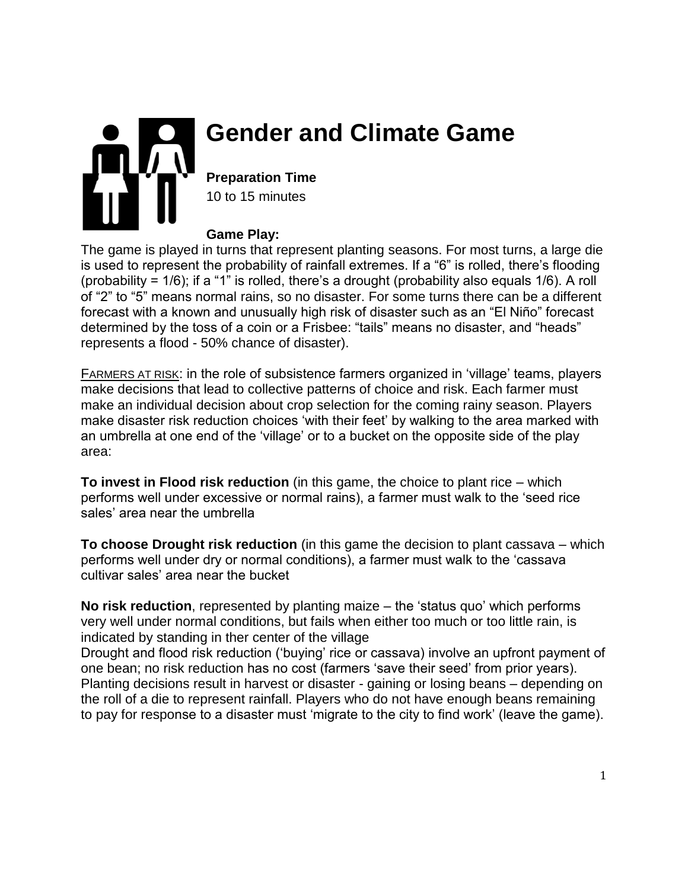# Gender and Climate Game

**Preparation Time**
10 to 15 minutes

**Game Play:**
The game is played in turns that represent planting seasons. For most turns, a large die is used to represent the probability of rainfall extremes. If a "6" is rolled, there's flooding (probability = 1/6); if a "1" is rolled, there's a drought (probability also equals 1/6). A roll of "2" to "5" means normal rains, so no disaster. For some turns there can be a different forecast with a known and unusually high risk of disaster such as an "El Niño" forecast determined by the toss of a coin or a Frisbee: "tails" means no disaster, and "heads" represents a flood - 50% chance of disaster).

FARMERS AT RISK: in the role of subsistence farmers organized in 'village' teams, players make decisions that lead to collective patterns of choice and risk. Each farmer must make an individual decision about crop selection for the coming rainy season. Players make disaster risk reduction choices 'with their feet' by walking to the area marked with an umbrella at one end of the 'village' or to a bucket on the opposite side of the play area:

**To invest in Flood risk reduction** (in this game, the choice to plant rice – which performs well under excessive or normal rains), a farmer must walk to the 'seed rice sales' area near the umbrella

**To choose Drought risk reduction** (in this game the decision to plant cassava – which performs well under dry or normal conditions), a farmer must walk to the 'cassava cultivar sales' area near the bucket

**No risk reduction**, represented by planting maize – the 'status quo' which performs very well under normal conditions, but fails when either too much or too little rain, is indicated by standing in ther center of the village
Drought and flood risk reduction ('buying' rice or cassava) involve an upfront payment of one bean; no risk reduction has no cost (farmers 'save their seed' from prior years). Planting decisions result in harvest or disaster - gaining or losing beans – depending on the roll of a die to represent rainfall. Players who do not have enough beans remaining to pay for response to a disaster must 'migrate to the city to find work' (leave the game).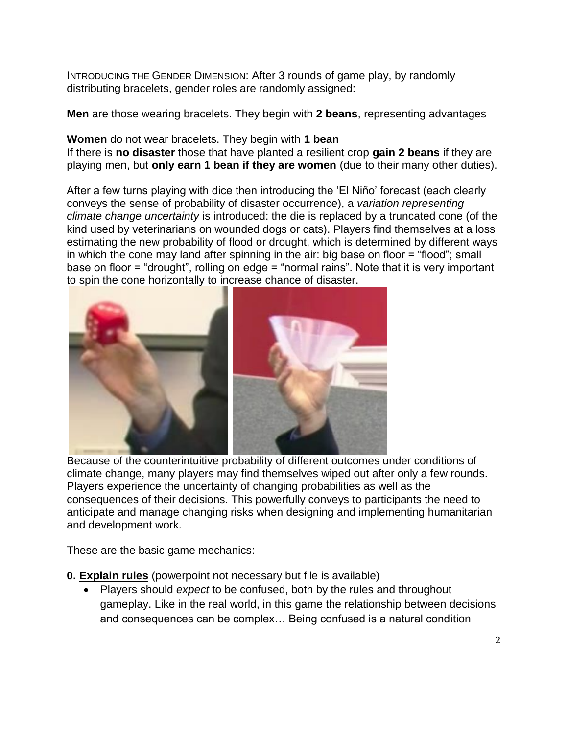INTRODUCING THE GENDER DIMENSION: After 3 rounds of game play, by randomly distributing bracelets, gender roles are randomly assigned:

**Men** are those wearing bracelets. They begin with **2 beans**, representing advantages

**Women** do not wear bracelets. They begin with **1 bean**
If there is **no disaster** those that have planted a resilient crop **gain 2 beans** if they are playing men, but **only earn 1 bean if they are women** (due to their many other duties).

After a few turns playing with dice then introducing the 'El Niño' forecast (each clearly conveys the sense of probability of disaster occurrence), a *variation representing climate change uncertainty* is introduced: the die is replaced by a truncated cone (of the kind used by veterinarians on wounded dogs or cats). Players find themselves at a loss estimating the new probability of flood or drought, which is determined by different ways in which the cone may land after spinning in the air: big base on floor = "flood"; small base on floor = "drought", rolling on edge = "normal rains". Note that it is very important to spin the cone horizontally to increase chance of disaster.

Because of the counterintuitive probability of different outcomes under conditions of climate change, many players may find themselves wiped out after only a few rounds. Players experience the uncertainty of changing probabilities as well as the consequences of their decisions. This powerfully conveys to participants the need to anticipate and manage changing risks when designing and implementing humanitarian and development work.

These are the basic game mechanics:

**0. Explain rules** (powerpoint not necessary but file is available)

- Players should *expect* to be confused, both by the rules and throughout gameplay. Like in the real world, in this game the relationship between decisions and consequences can be complex… Being confused is a natural condition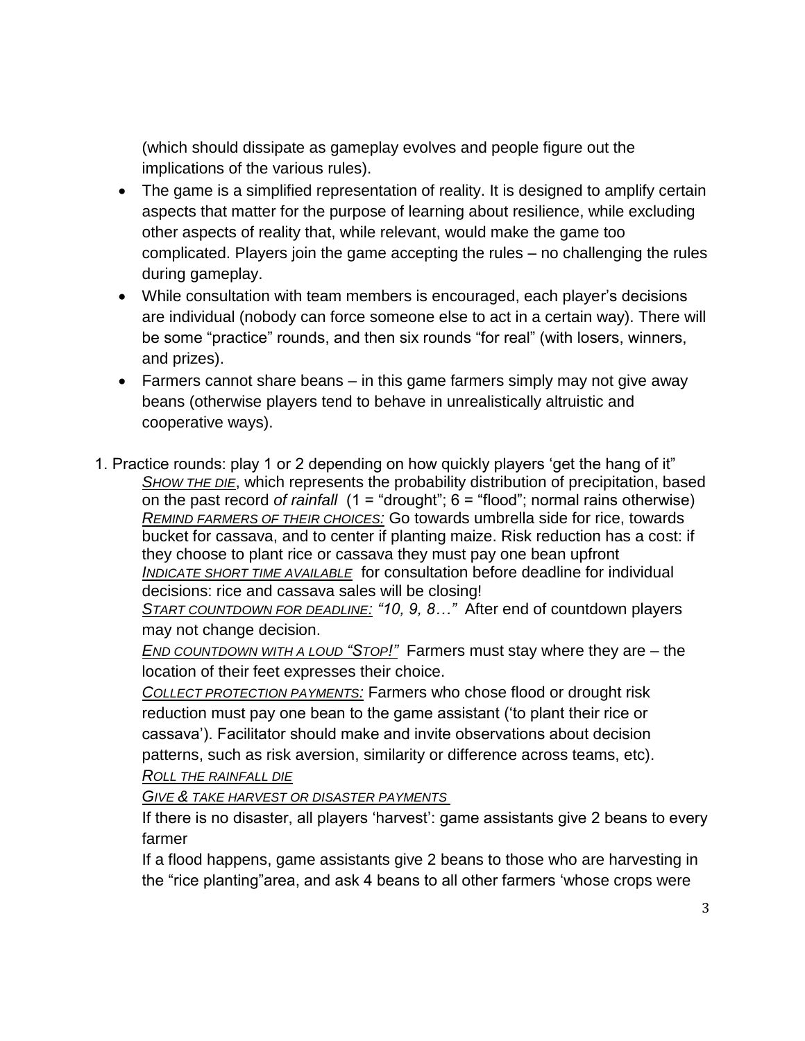(which should dissipate as gameplay evolves and people figure out the implications of the various rules).

- The game is a simplified representation of reality. It is designed to amplify certain aspects that matter for the purpose of learning about resilience, while excluding other aspects of reality that, while relevant, would make the game too complicated. Players join the game accepting the rules – no challenging the rules during gameplay.
- While consultation with team members is encouraged, each player's decisions are individual (nobody can force someone else to act in a certain way). There will be some "practice" rounds, and then six rounds "for real" (with losers, winners, and prizes).
- Farmers cannot share beans – in this game farmers simply may not give away beans (otherwise players tend to behave in unrealistically altruistic and cooperative ways).

1. Practice rounds: play 1 or 2 depending on how quickly players 'get the hang of it"

   ***SHOW THE DIE***, which represents the probability distribution of precipitation, based on the past record *of rainfall* (1 = "drought"; 6 = "flood"; normal rains otherwise)

   ***REMIND FARMERS OF THEIR CHOICES:*** Go towards umbrella side for rice, towards bucket for cassava, and to center if planting maize. Risk reduction has a cost: if they choose to plant rice or cassava they must pay one bean upfront

   ***INDICATE SHORT TIME AVAILABLE*** for consultation before deadline for individual decisions: rice and cassava sales will be closing!

   ***START COUNTDOWN FOR DEADLINE:*** *"10, 9, 8…"* After end of countdown players may not change decision.

   ***END COUNTDOWN WITH A LOUD "STOP!"*** Farmers must stay where they are – the location of their feet expresses their choice.

   ***COLLECT PROTECTION PAYMENTS:*** Farmers who chose flood or drought risk reduction must pay one bean to the game assistant ('to plant their rice or cassava'). Facilitator should make and invite observations about decision patterns, such as risk aversion, similarity or difference across teams, etc).

   ***ROLL THE RAINFALL DIE***

   ***GIVE & TAKE HARVEST OR DISASTER PAYMENTS***

   If there is no disaster, all players 'harvest': game assistants give 2 beans to every farmer

   If a flood happens, game assistants give 2 beans to those who are harvesting in the "rice planting"area, and ask 4 beans to all other farmers 'whose crops were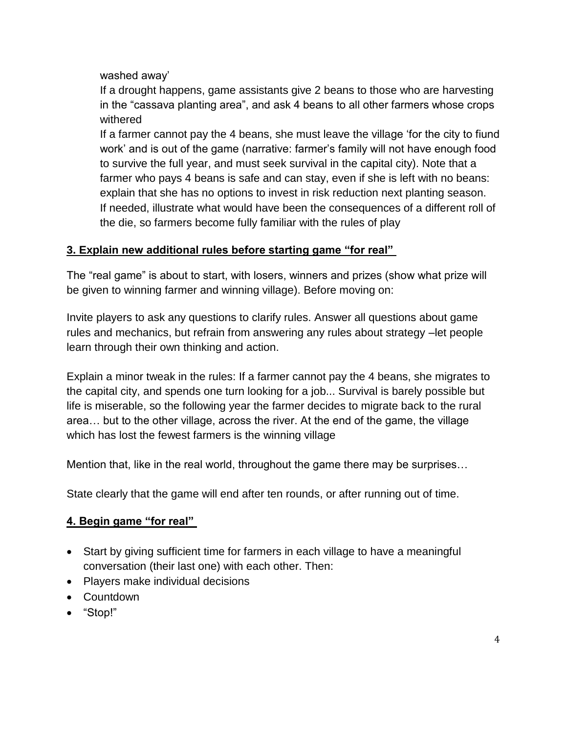washed away'

If a drought happens, game assistants give 2 beans to those who are harvesting in the "cassava planting area", and ask 4 beans to all other farmers whose crops withered

If a farmer cannot pay the 4 beans, she must leave the village 'for the city to fiund work' and is out of the game (narrative: farmer's family will not have enough food to survive the full year, and must seek survival in the capital city). Note that a farmer who pays 4 beans is safe and can stay, even if she is left with no beans: explain that she has no options to invest in risk reduction next planting season.

If needed, illustrate what would have been the consequences of a different roll of the die, so farmers become fully familiar with the rules of play

## 3. Explain new additional rules before starting game "for real"

The "real game" is about to start, with losers, winners and prizes (show what prize will be given to winning farmer and winning village). Before moving on:

Invite players to ask any questions to clarify rules. Answer all questions about game rules and mechanics, but refrain from answering any rules about strategy –let people learn through their own thinking and action.

Explain a minor tweak in the rules: If a farmer cannot pay the 4 beans, she migrates to the capital city, and spends one turn looking for a job... Survival is barely possible but life is miserable, so the following year the farmer decides to migrate back to the rural area… but to the other village, across the river. At the end of the game, the village which has lost the fewest farmers is the winning village

Mention that, like in the real world, throughout the game there may be surprises…

State clearly that the game will end after ten rounds, or after running out of time.

## 4. Begin game "for real"

- Start by giving sufficient time for farmers in each village to have a meaningful conversation (their last one) with each other. Then:
- Players make individual decisions
- Countdown
- "Stop!"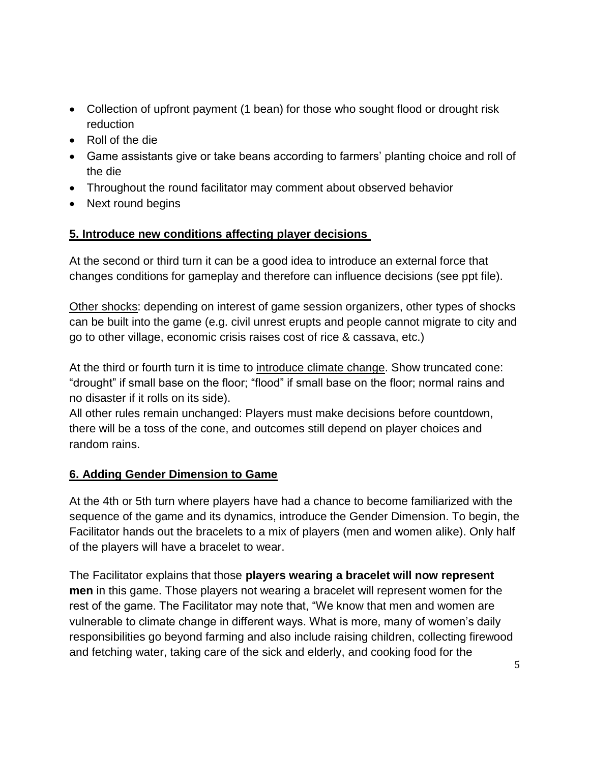- Collection of upfront payment (1 bean) for those who sought flood or drought risk reduction
- Roll of the die
- Game assistants give or take beans according to farmers' planting choice and roll of the die
- Throughout the round facilitator may comment about observed behavior
- Next round begins

## 5. Introduce new conditions affecting player decisions

At the second or third turn it can be a good idea to introduce an external force that changes conditions for gameplay and therefore can influence decisions (see ppt file).

Other shocks: depending on interest of game session organizers, other types of shocks can be built into the game (e.g. civil unrest erupts and people cannot migrate to city and go to other village, economic crisis raises cost of rice & cassava, etc.)

At the third or fourth turn it is time to introduce climate change. Show truncated cone: "drought" if small base on the floor; "flood" if small base on the floor; normal rains and no disaster if it rolls on its side).
All other rules remain unchanged: Players must make decisions before countdown, there will be a toss of the cone, and outcomes still depend on player choices and random rains.

## 6. Adding Gender Dimension to Game

At the 4th or 5th turn where players have had a chance to become familiarized with the sequence of the game and its dynamics, introduce the Gender Dimension. To begin, the Facilitator hands out the bracelets to a mix of players (men and women alike). Only half of the players will have a bracelet to wear.

The Facilitator explains that those **players wearing a bracelet will now represent men** in this game. Those players not wearing a bracelet will represent women for the rest of the game. The Facilitator may note that, "We know that men and women are vulnerable to climate change in different ways. What is more, many of women's daily responsibilities go beyond farming and also include raising children, collecting firewood and fetching water, taking care of the sick and elderly, and cooking food for the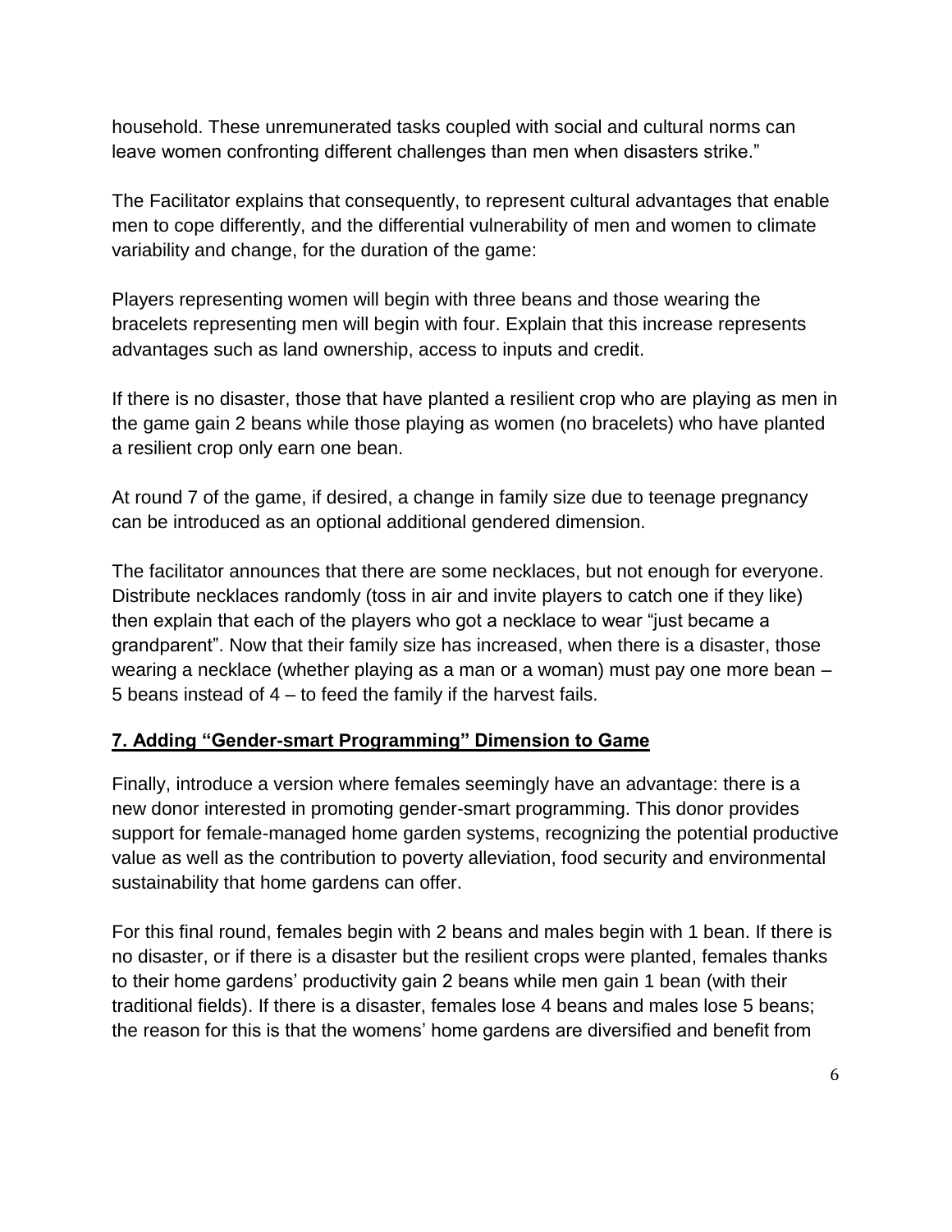household. These unremunerated tasks coupled with social and cultural norms can leave women confronting different challenges than men when disasters strike."

The Facilitator explains that consequently, to represent cultural advantages that enable men to cope differently, and the differential vulnerability of men and women to climate variability and change, for the duration of the game:

Players representing women will begin with three beans and those wearing the bracelets representing men will begin with four. Explain that this increase represents advantages such as land ownership, access to inputs and credit.

If there is no disaster, those that have planted a resilient crop who are playing as men in the game gain 2 beans while those playing as women (no bracelets) who have planted a resilient crop only earn one bean.

At round 7 of the game, if desired, a change in family size due to teenage pregnancy can be introduced as an optional additional gendered dimension.

The facilitator announces that there are some necklaces, but not enough for everyone. Distribute necklaces randomly (toss in air and invite players to catch one if they like) then explain that each of the players who got a necklace to wear "just became a grandparent". Now that their family size has increased, when there is a disaster, those wearing a necklace (whether playing as a man or a woman) must pay one more bean – 5 beans instead of 4 – to feed the family if the harvest fails.

## **7. Adding "Gender-smart Programming" Dimension to Game**

Finally, introduce a version where females seemingly have an advantage: there is a new donor interested in promoting gender-smart programming. This donor provides support for female-managed home garden systems, recognizing the potential productive value as well as the contribution to poverty alleviation, food security and environmental sustainability that home gardens can offer.

For this final round, females begin with 2 beans and males begin with 1 bean. If there is no disaster, or if there is a disaster but the resilient crops were planted, females thanks to their home gardens' productivity gain 2 beans while men gain 1 bean (with their traditional fields). If there is a disaster, females lose 4 beans and males lose 5 beans; the reason for this is that the womens' home gardens are diversified and benefit from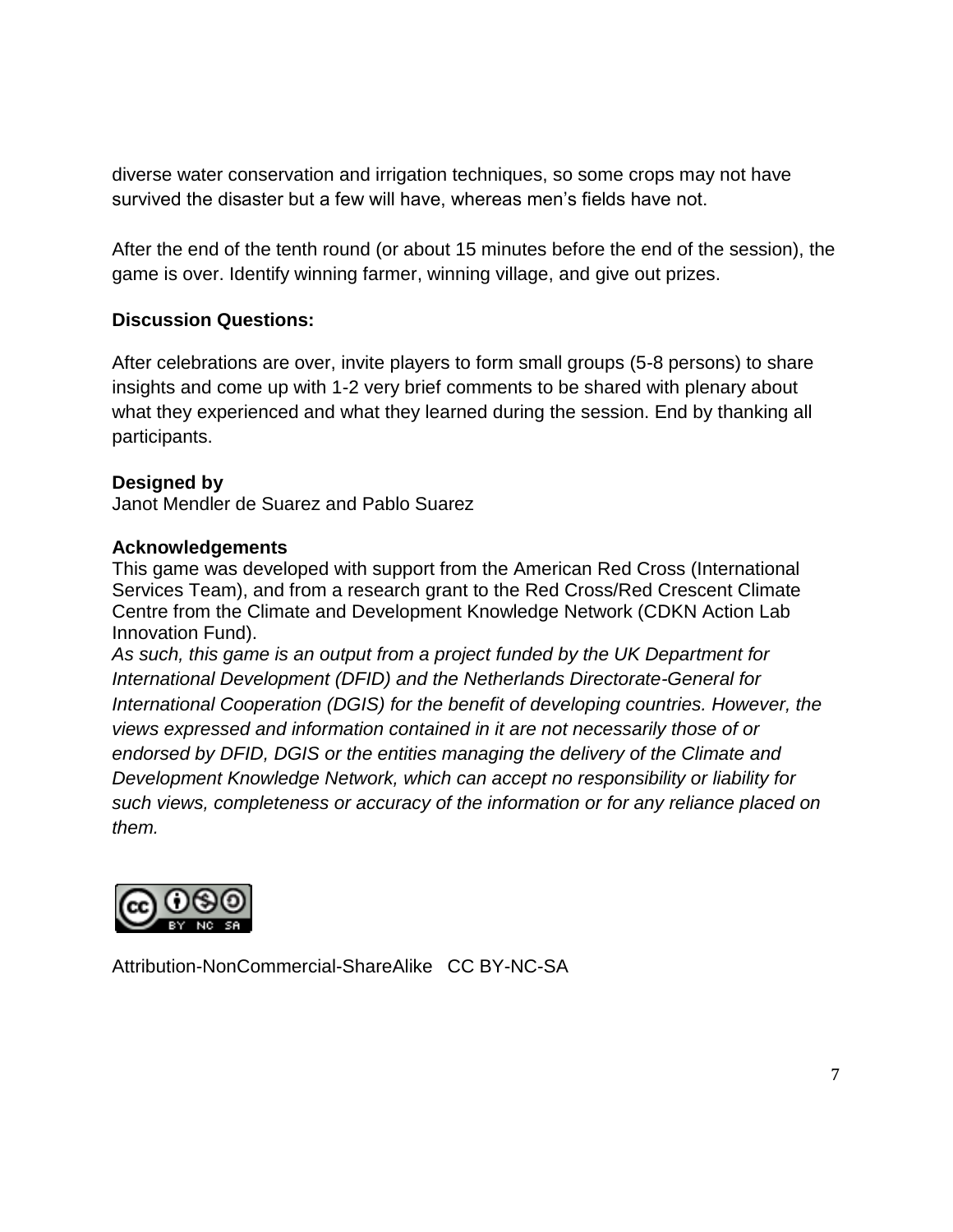diverse water conservation and irrigation techniques, so some crops may not have survived the disaster but a few will have, whereas men's fields have not.

After the end of the tenth round (or about 15 minutes before the end of the session), the game is over. Identify winning farmer, winning village, and give out prizes.

**Discussion Questions:**

After celebrations are over, invite players to form small groups (5-8 persons) to share insights and come up with 1-2 very brief comments to be shared with plenary about what they experienced and what they learned during the session. End by thanking all participants.

**Designed by**
Janot Mendler de Suarez and Pablo Suarez

**Acknowledgements**
This game was developed with support from the American Red Cross (International Services Team), and from a research grant to the Red Cross/Red Crescent Climate Centre from the Climate and Development Knowledge Network (CDKN Action Lab Innovation Fund).
*As such, this game is an output from a project funded by the UK Department for International Development (DFID) and the Netherlands Directorate-General for International Cooperation (DGIS) for the benefit of developing countries. However, the views expressed and information contained in it are not necessarily those of or endorsed by DFID, DGIS or the entities managing the delivery of the Climate and Development Knowledge Network, which can accept no responsibility or liability for such views, completeness or accuracy of the information or for any reliance placed on them.*

Attribution-NonCommercial-ShareAlike CC BY-NC-SA